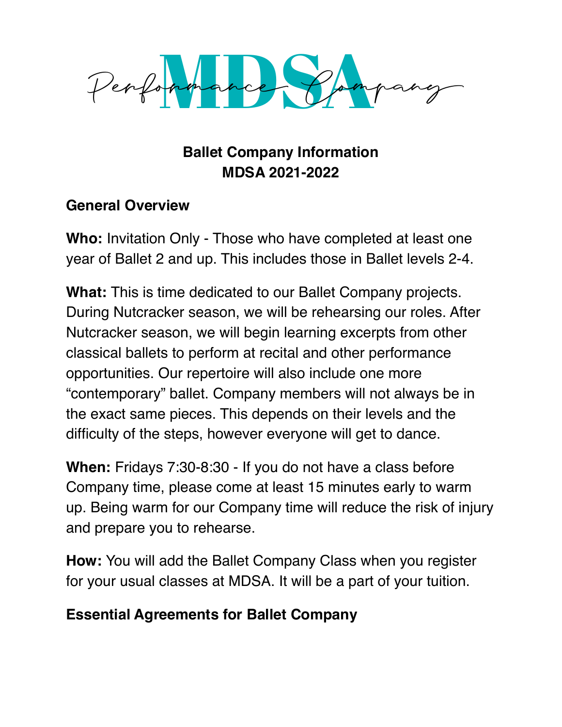Performance MDSA Company

# Ballet Company Information
# MDSA 2021-2022

## General Overview

**Who:** Invitation Only - Those who have completed at least one year of Ballet 2 and up. This includes those in Ballet levels 2-4.

**What:** This is time dedicated to our Ballet Company projects. During Nutcracker season, we will be rehearsing our roles. After Nutcracker season, we will begin learning excerpts from other classical ballets to perform at recital and other performance opportunities. Our repertoire will also include one more "contemporary" ballet. Company members will not always be in the exact same pieces. This depends on their levels and the difficulty of the steps, however everyone will get to dance.

**When:** Fridays 7:30-8:30 - If you do not have a class before Company time, please come at least 15 minutes early to warm up. Being warm for our Company time will reduce the risk of injury and prepare you to rehearse.

**How:** You will add the Ballet Company Class when you register for your usual classes at MDSA. It will be a part of your tuition.

## Essential Agreements for Ballet Company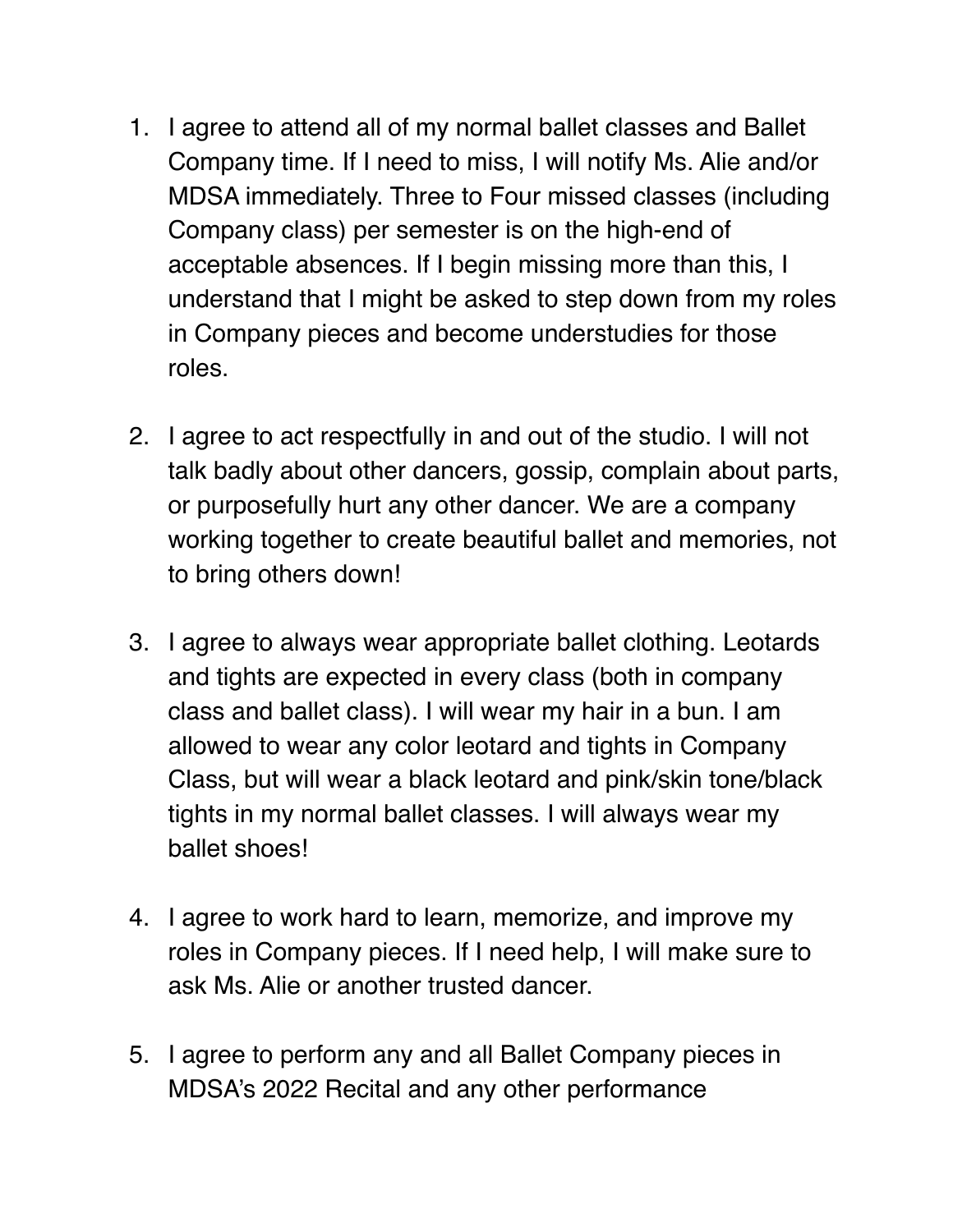1. I agree to attend all of my normal ballet classes and Ballet Company time. If I need to miss, I will notify Ms. Alie and/or MDSA immediately. Three to Four missed classes (including Company class) per semester is on the high-end of acceptable absences. If I begin missing more than this, I understand that I might be asked to step down from my roles in Company pieces and become understudies for those roles.

2. I agree to act respectfully in and out of the studio. I will not talk badly about other dancers, gossip, complain about parts, or purposefully hurt any other dancer. We are a company working together to create beautiful ballet and memories, not to bring others down!

3. I agree to always wear appropriate ballet clothing. Leotards and tights are expected in every class (both in company class and ballet class). I will wear my hair in a bun. I am allowed to wear any color leotard and tights in Company Class, but will wear a black leotard and pink/skin tone/black tights in my normal ballet classes. I will always wear my ballet shoes!

4. I agree to work hard to learn, memorize, and improve my roles in Company pieces. If I need help, I will make sure to ask Ms. Alie or another trusted dancer.

5. I agree to perform any and all Ballet Company pieces in MDSA's 2022 Recital and any other performance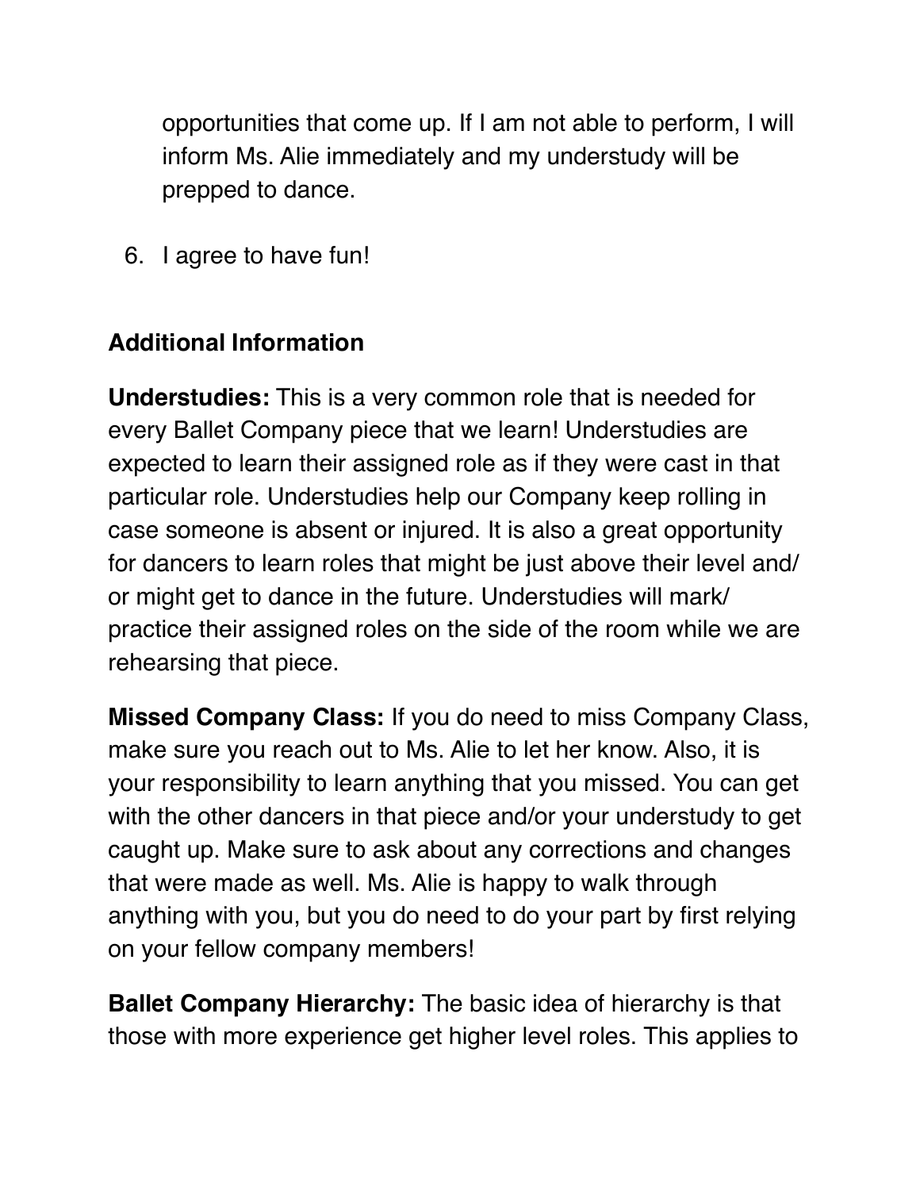opportunities that come up. If I am not able to perform, I will inform Ms. Alie immediately and my understudy will be prepped to dance.

6. I agree to have fun!

**Additional Information**

**Understudies:** This is a very common role that is needed for every Ballet Company piece that we learn! Understudies are expected to learn their assigned role as if they were cast in that particular role. Understudies help our Company keep rolling in case someone is absent or injured. It is also a great opportunity for dancers to learn roles that might be just above their level and/or might get to dance in the future. Understudies will mark/practice their assigned roles on the side of the room while we are rehearsing that piece.

**Missed Company Class:** If you do need to miss Company Class, make sure you reach out to Ms. Alie to let her know. Also, it is your responsibility to learn anything that you missed. You can get with the other dancers in that piece and/or your understudy to get caught up. Make sure to ask about any corrections and changes that were made as well. Ms. Alie is happy to walk through anything with you, but you do need to do your part by first relying on your fellow company members!

**Ballet Company Hierarchy:** The basic idea of hierarchy is that those with more experience get higher level roles. This applies to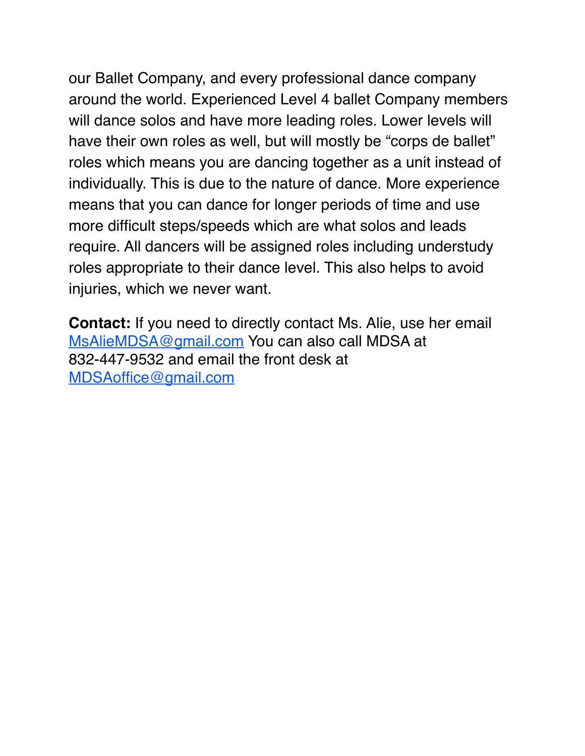our Ballet Company, and every professional dance company around the world. Experienced Level 4 ballet Company members will dance solos and have more leading roles. Lower levels will have their own roles as well, but will mostly be “corps de ballet” roles which means you are dancing together as a unit instead of individually. This is due to the nature of dance. More experience means that you can dance for longer periods of time and use more difficult steps/speeds which are what solos and leads require. All dancers will be assigned roles including understudy roles appropriate to their dance level. This also helps to avoid injuries, which we never want.

**Contact:** If you need to directly contact Ms. Alie, use her email MsAlieMDSA@gmail.com You can also call MDSA at 832-447-9532 and email the front desk at MDSAoffice@gmail.com